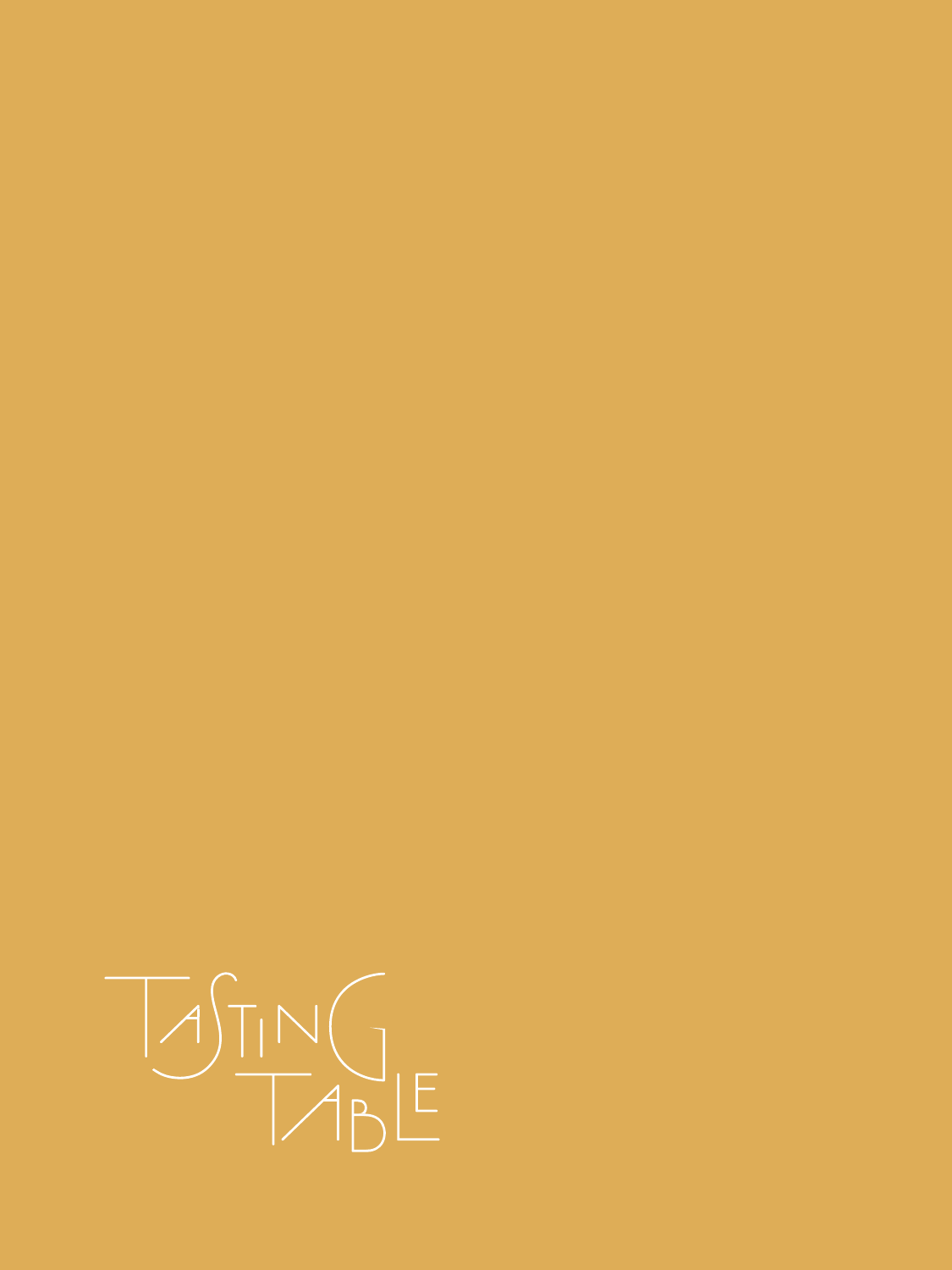# TASTING TABLE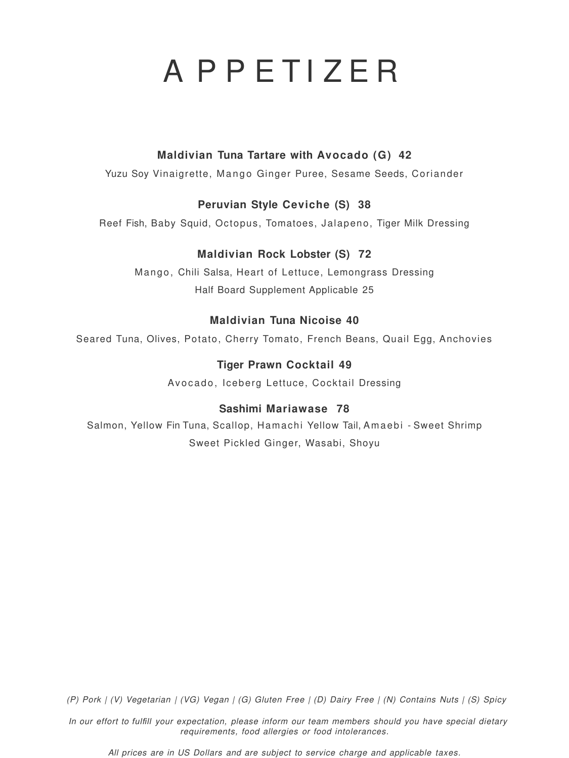# APPETIZER

**Maldivian Tuna Tartare with Avocado (G) 42**

Yuzu Soy Vinaigrette, Mango Ginger Puree, Sesame Seeds, Coriander

**Peruvian Style Ceviche (S) 38**

Reef Fish, Baby Squid, Octopus, Tomatoes, Jalapeno, Tiger Milk Dressing

**Maldivian Rock Lobster (S) 72**

Mango, Chili Salsa, Heart of Lettuce, Lemongrass Dressing

Half Board Supplement Applicable 25

**Maldivian Tuna Nicoise 40**

Seared Tuna, Olives, Potato, Cherry Tomato, French Beans, Quail Egg, Anchovies

**Tiger Prawn Cocktail 49**

Avocado, Iceberg Lettuce, Cocktail Dressing

**Sashimi Mariawase 78**

Salmon, Yellow Fin Tuna, Scallop, Hamachi Yellow Tail, Amaebi - Sweet Shrimp

Sweet Pickled Ginger, Wasabi, Shoyu

*(P) Pork | (V) Vegetarian | (VG) Vegan | (G) Gluten Free | (D) Dairy Free | (N) Contains Nuts | (S) Spicy*

*In our effort to fulfill your expectation, please inform our team members should you have special dietary requirements, food allergies or food intolerances.*

*All prices are in US Dollars and are subject to service charge and applicable taxes.*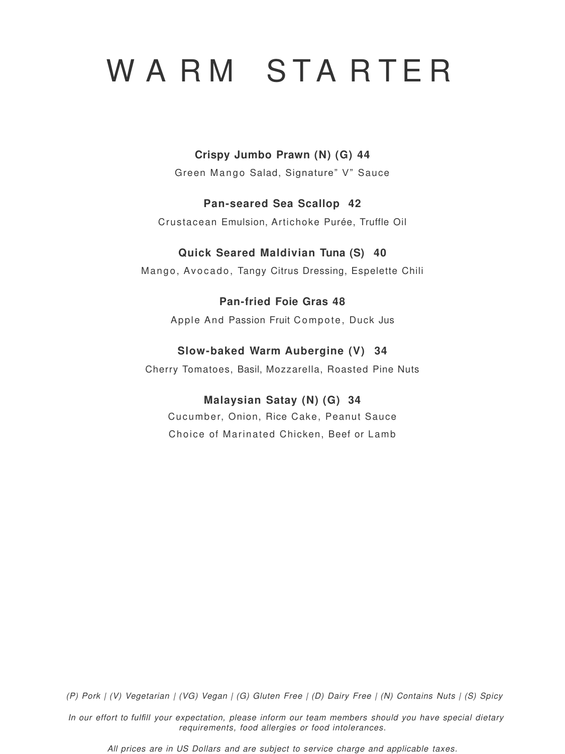# WARM STARTER

**Crispy Jumbo Prawn (N) (G) 44**

Green Mango Salad, Signature" V" Sauce

**Pan-seared Sea Scallop 42**

Crustacean Emulsion, Artichoke Purée, Truffle Oil

**Quick Seared Maldivian Tuna (S) 40**

Mango, Avocado, Tangy Citrus Dressing, Espelette Chili

**Pan-fried Foie Gras 48**

Apple And Passion Fruit Compote, Duck Jus

**Slow-baked Warm Aubergine (V) 34**

Cherry Tomatoes, Basil, Mozzarella, Roasted Pine Nuts

**Malaysian Satay (N) (G) 34**

Cucumber, Onion, Rice Cake, Peanut Sauce

Choice of Marinated Chicken, Beef or Lamb

*(P) Pork | (V) Vegetarian | (VG) Vegan | (G) Gluten Free | (D) Dairy Free | (N) Contains Nuts | (S) Spicy*

*In our effort to fulfill your expectation, please inform our team members should you have special dietary requirements, food allergies or food intolerances.*

*All prices are in US Dollars and are subject to service charge and applicable taxes.*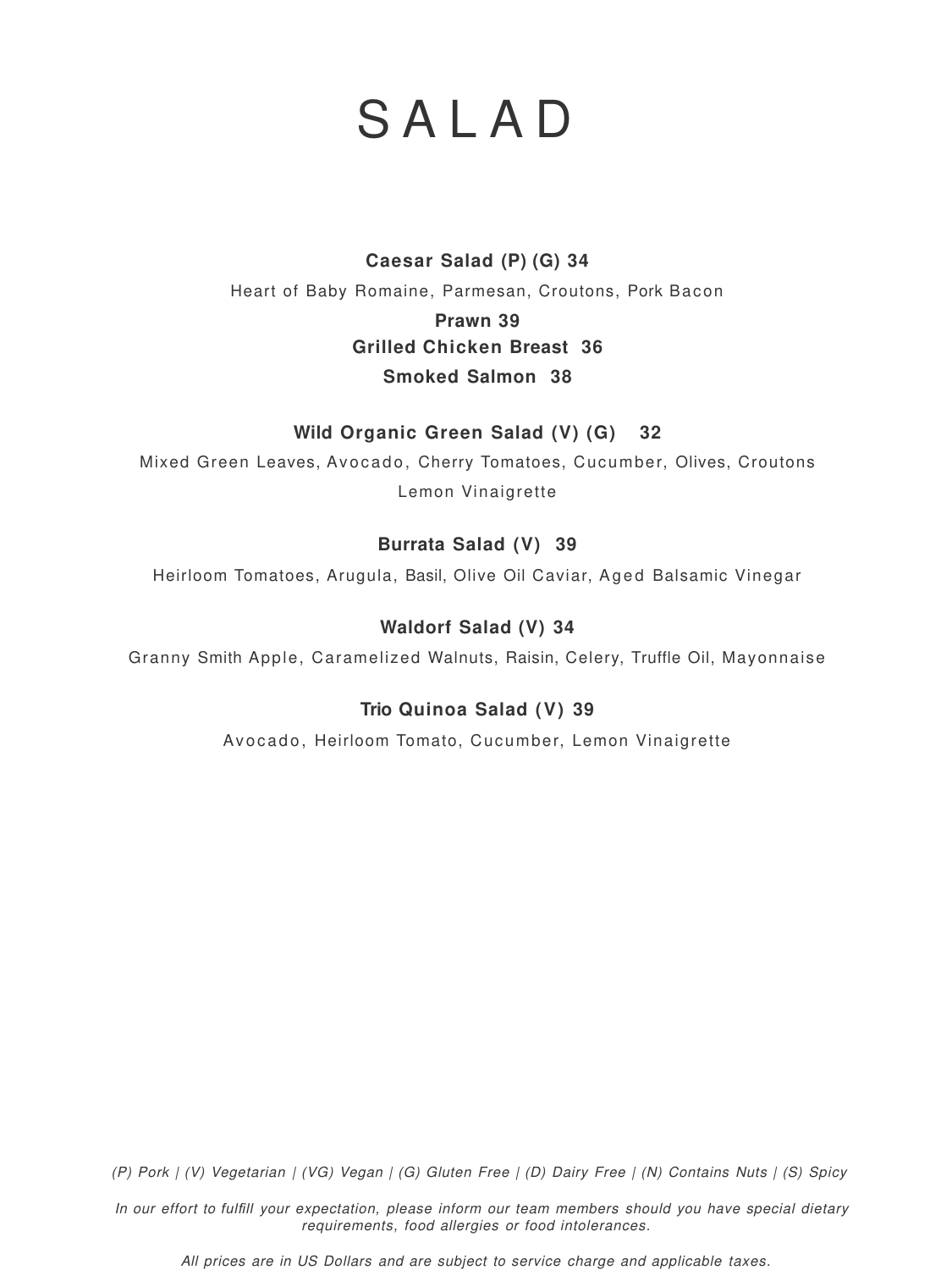# SALAD

**Caesar Salad (P) (G) 34**

Heart of Baby Romaine, Parmesan, Croutons, Pork Bacon

**Prawn 39**

**Grilled Chicken Breast 36**

**Smoked Salmon 38**

**Wild Organic Green Salad (V) (G) 32**

Mixed Green Leaves, Avocado, Cherry Tomatoes, Cucumber, Olives, Croutons

Lemon Vinaigrette

**Burrata Salad (V) 39**

Heirloom Tomatoes, Arugula, Basil, Olive Oil Caviar, Aged Balsamic Vinegar

**Waldorf Salad (V) 34**

Granny Smith Apple, Caramelized Walnuts, Raisin, Celery, Truffle Oil, Mayonnaise

**Trio Quinoa Salad (V) 39**

Avocado, Heirloom Tomato, Cucumber, Lemon Vinaigrette

*(P) Pork | (V) Vegetarian | (VG) Vegan | (G) Gluten Free | (D) Dairy Free | (N) Contains Nuts | (S) Spicy*

*In our effort to fulfill your expectation, please inform our team members should you have special dietary requirements, food allergies or food intolerances.*

*All prices are in US Dollars and are subject to service charge and applicable taxes.*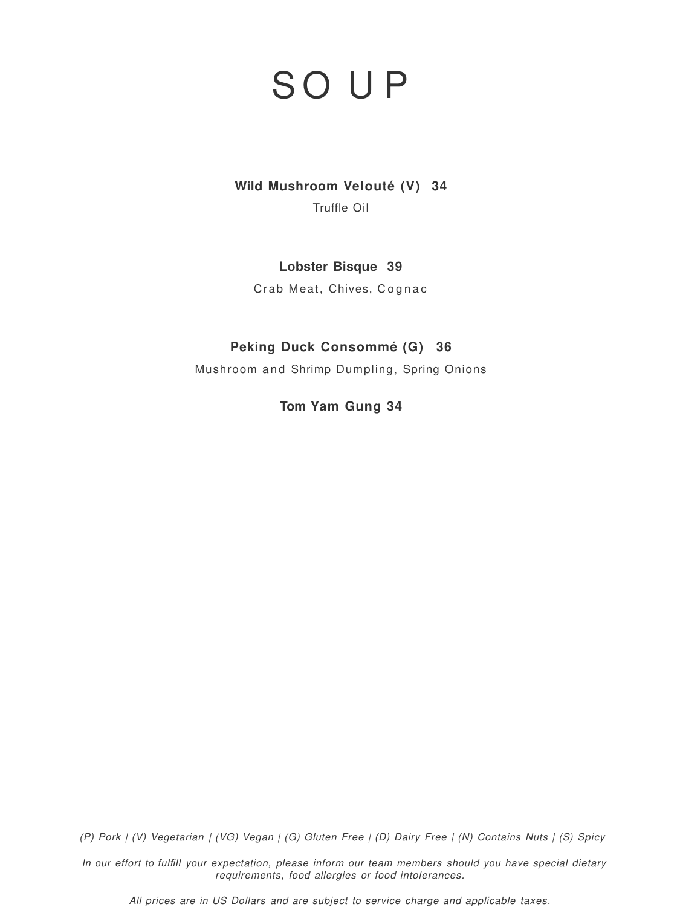# SOUP

**Wild Mushroom Velouté (V) 34**

Truffle Oil

**Lobster Bisque 39**

Crab Meat, Chives, Cognac

**Peking Duck Consommé (G) 36**

Mushroom and Shrimp Dumpling, Spring Onions

**Tom Yam Gung 34**

*(P) Pork | (V) Vegetarian | (VG) Vegan | (G) Gluten Free | (D) Dairy Free | (N) Contains Nuts | (S) Spicy*

*In our effort to fulfill your expectation, please inform our team members should you have special dietary requirements, food allergies or food intolerances.*

*All prices are in US Dollars and are subject to service charge and applicable taxes.*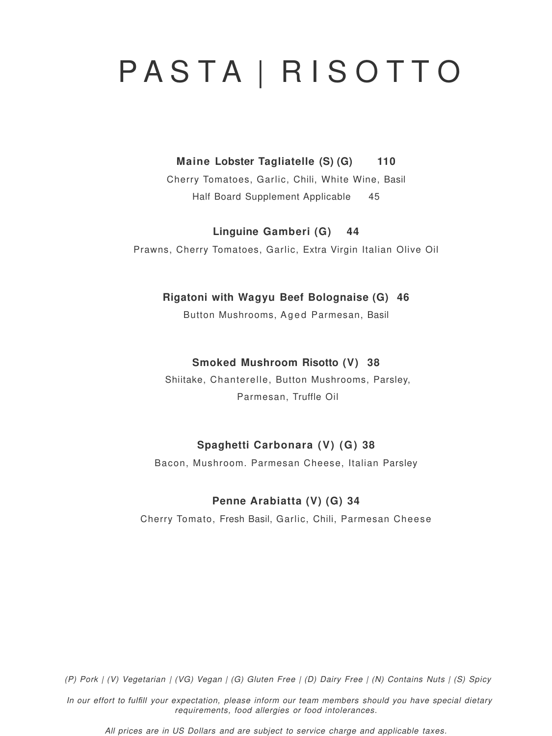# PASTA | RISOTTO

**Maine Lobster Tagliatelle (S) (G) 110**

Cherry Tomatoes, Garlic, Chili, White Wine, Basil

Half Board Supplement Applicable 45

**Linguine Gamberi (G) 44**

Prawns, Cherry Tomatoes, Garlic, Extra Virgin Italian Olive Oil

**Rigatoni with Wagyu Beef Bolognaise (G) 46**

Button Mushrooms, Aged Parmesan, Basil

**Smoked Mushroom Risotto (V) 38**

Shiitake, Chanterelle, Button Mushrooms, Parsley, Parmesan, Truffle Oil

**Spaghetti Carbonara (V) (G) 38**

Bacon, Mushroom. Parmesan Cheese, Italian Parsley

**Penne Arabiatta (V) (G) 34**

Cherry Tomato, Fresh Basil, Garlic, Chili, Parmesan Cheese

*(P) Pork | (V) Vegetarian | (VG) Vegan | (G) Gluten Free | (D) Dairy Free | (N) Contains Nuts | (S) Spicy*

*In our effort to fulfill your expectation, please inform our team members should you have special dietary requirements, food allergies or food intolerances.*

*All prices are in US Dollars and are subject to service charge and applicable taxes.*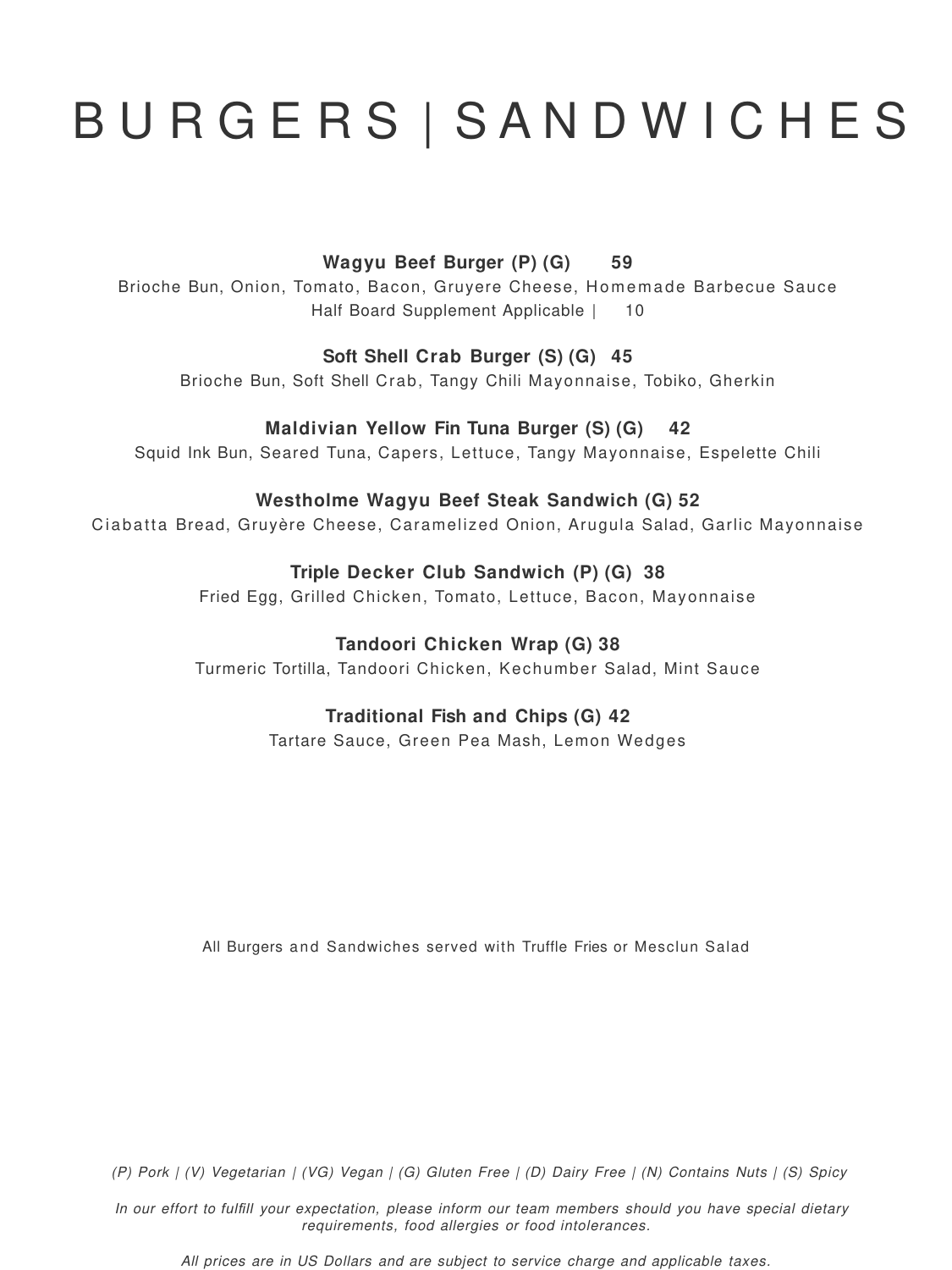# BURGERS | SANDWICHES

**Wagyu Beef Burger (P) (G) 59**

Brioche Bun, Onion, Tomato, Bacon, Gruyere Cheese, Homemade Barbecue Sauce

Half Board Supplement Applicable | 10

**Soft Shell Crab Burger (S) (G) 45**

Brioche Bun, Soft Shell Crab, Tangy Chili Mayonnaise, Tobiko, Gherkin

**Maldivian Yellow Fin Tuna Burger (S) (G) 42**

Squid Ink Bun, Seared Tuna, Capers, Lettuce, Tangy Mayonnaise, Espelette Chili

**Westholme Wagyu Beef Steak Sandwich (G) 52**

Ciabatta Bread, Gruyère Cheese, Caramelized Onion, Arugula Salad, Garlic Mayonnaise

**Triple Decker Club Sandwich (P) (G) 38**

Fried Egg, Grilled Chicken, Tomato, Lettuce, Bacon, Mayonnaise

**Tandoori Chicken Wrap (G) 38**

Turmeric Tortilla, Tandoori Chicken, Kechumber Salad, Mint Sauce

**Traditional Fish and Chips (G) 42**

Tartare Sauce, Green Pea Mash, Lemon Wedges

All Burgers and Sandwiches served with Truffle Fries or Mesclun Salad

*(P) Pork | (V) Vegetarian | (VG) Vegan | (G) Gluten Free | (D) Dairy Free | (N) Contains Nuts | (S) Spicy*

*In our effort to fulfill your expectation, please inform our team members should you have special dietary requirements, food allergies or food intolerances.*

*All prices are in US Dollars and are subject to service charge and applicable taxes.*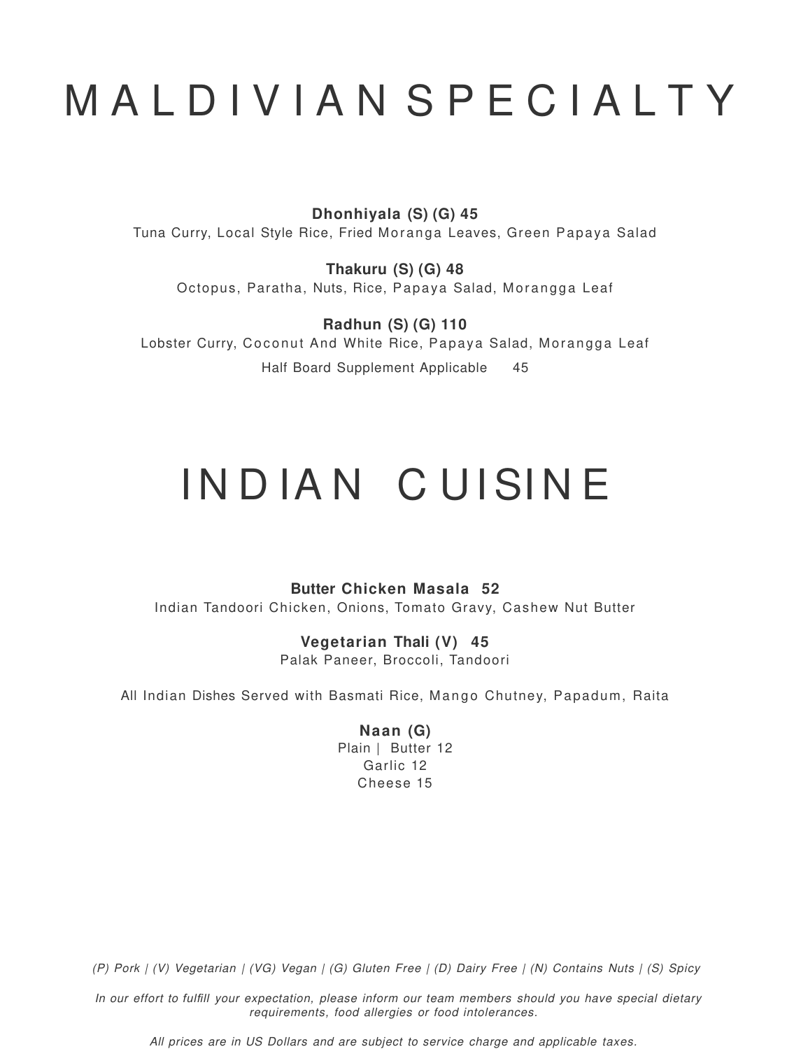# MALDIVIAN SPECIALTY

**Dhonhiyala (S) (G) 45**
Tuna Curry, Local Style Rice, Fried Moranga Leaves, Green Papaya Salad

**Thakuru (S) (G) 48**
Octopus, Paratha, Nuts, Rice, Papaya Salad, Morangga Leaf

**Radhun (S) (G) 110**
Lobster Curry, Coconut And White Rice, Papaya Salad, Morangga Leaf
Half Board Supplement Applicable 45

# INDIAN CUISINE

**Butter Chicken Masala 52**
Indian Tandoori Chicken, Onions, Tomato Gravy, Cashew Nut Butter

**Vegetarian Thali (V) 45**
Palak Paneer, Broccoli, Tandoori

All Indian Dishes Served with Basmati Rice, Mango Chutney, Papadum, Raita

**Naan (G)**
Plain | Butter 12
Garlic 12
Cheese 15

*(P) Pork | (V) Vegetarian | (VG) Vegan | (G) Gluten Free | (D) Dairy Free | (N) Contains Nuts | (S) Spicy*

*In our effort to fulfill your expectation, please inform our team members should you have special dietary requirements, food allergies or food intolerances.*

*All prices are in US Dollars and are subject to service charge and applicable taxes.*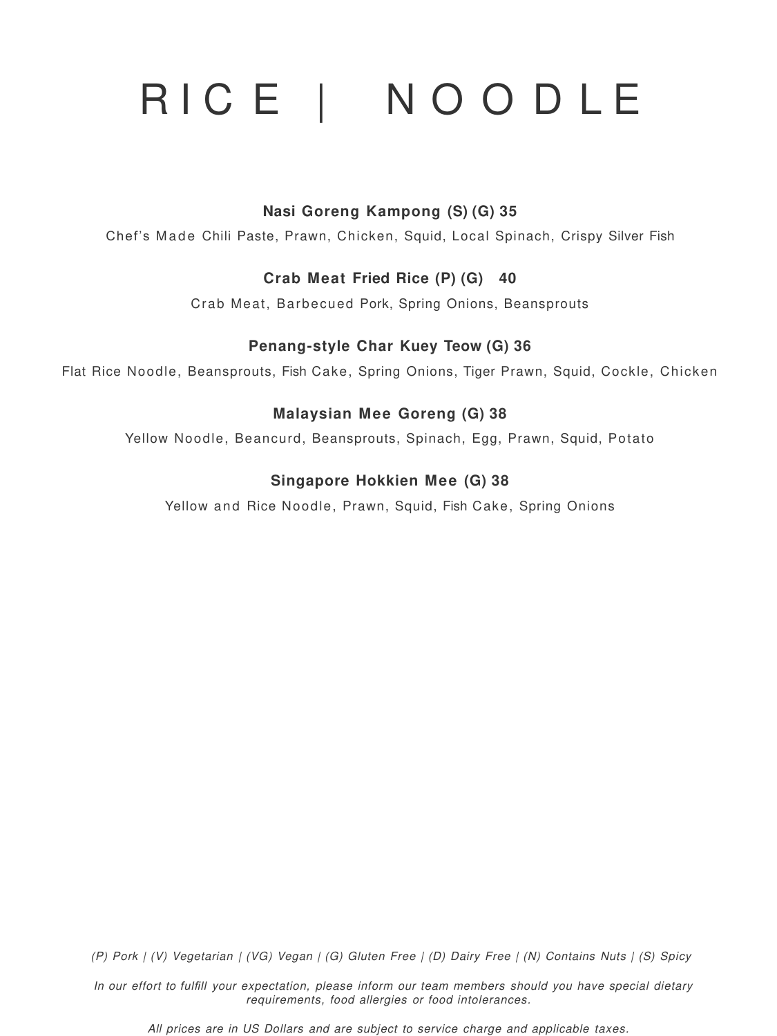# RICE | NOODLE

**Nasi Goreng Kampong (S) (G) 35**

Chef's Made Chili Paste, Prawn, Chicken, Squid, Local Spinach, Crispy Silver Fish

**Crab Meat Fried Rice (P) (G) 40**

Crab Meat, Barbecued Pork, Spring Onions, Beansprouts

**Penang-style Char Kuey Teow (G) 36**

Flat Rice Noodle, Beansprouts, Fish Cake, Spring Onions, Tiger Prawn, Squid, Cockle, Chicken

**Malaysian Mee Goreng (G) 38**

Yellow Noodle, Beancurd, Beansprouts, Spinach, Egg, Prawn, Squid, Potato

**Singapore Hokkien Mee (G) 38**

Yellow and Rice Noodle, Prawn, Squid, Fish Cake, Spring Onions

*(P) Pork | (V) Vegetarian | (VG) Vegan | (G) Gluten Free | (D) Dairy Free | (N) Contains Nuts | (S) Spicy*

*In our effort to fulfill your expectation, please inform our team members should you have special dietary requirements, food allergies or food intolerances.*

*All prices are in US Dollars and are subject to service charge and applicable taxes.*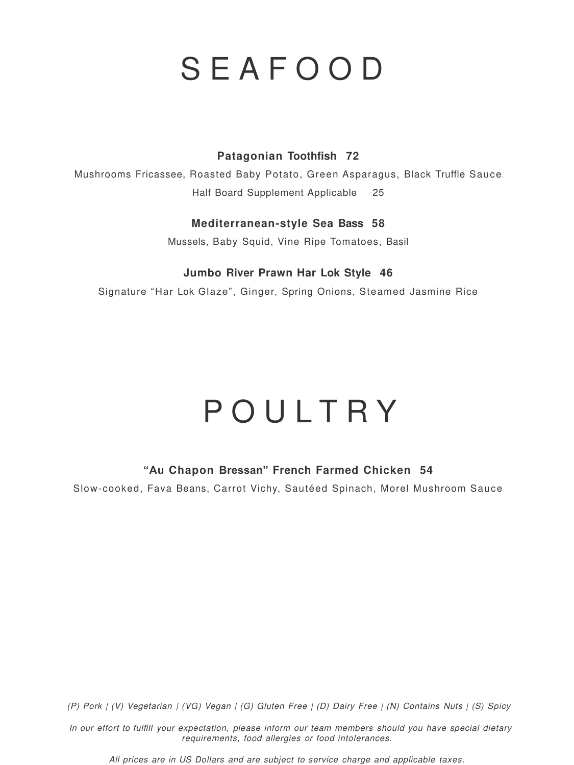# SEAFOOD

**Patagonian Toothfish 72**

Mushrooms Fricassee, Roasted Baby Potato, Green Asparagus, Black Truffle Sauce

Half Board Supplement Applicable 25

**Mediterranean-style Sea Bass 58**

Mussels, Baby Squid, Vine Ripe Tomatoes, Basil

**Jumbo River Prawn Har Lok Style 46**

Signature "Har Lok Glaze", Ginger, Spring Onions, Steamed Jasmine Rice

# POULTRY

**"Au Chapon Bressan" French Farmed Chicken 54**

Slow-cooked, Fava Beans, Carrot Vichy, Sautéed Spinach, Morel Mushroom Sauce

*(P) Pork | (V) Vegetarian | (VG) Vegan | (G) Gluten Free | (D) Dairy Free | (N) Contains Nuts | (S) Spicy*

*In our effort to fulfill your expectation, please inform our team members should you have special dietary requirements, food allergies or food intolerances.*

*All prices are in US Dollars and are subject to service charge and applicable taxes.*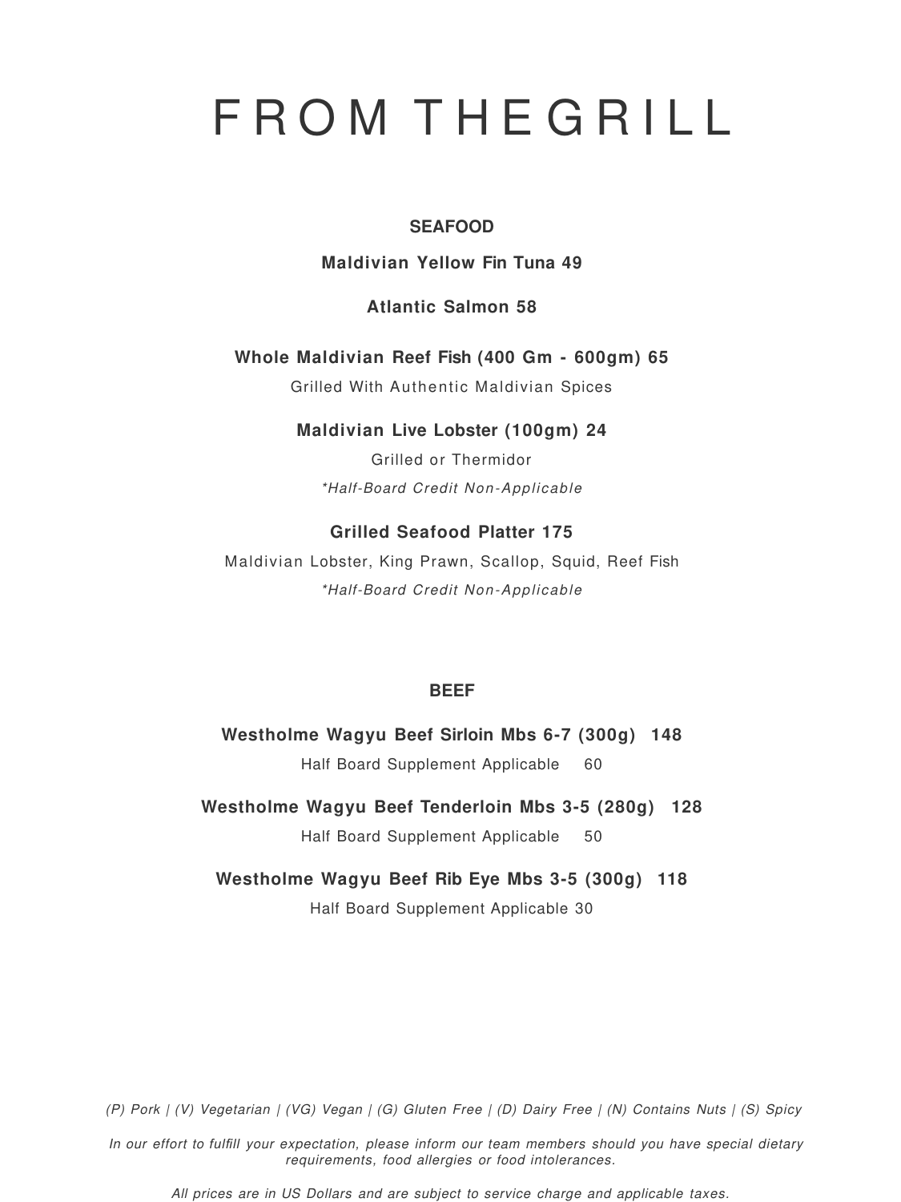# FROM THEGRILL

## SEAFOOD

**Maldivian Yellow Fin Tuna 49**

**Atlantic Salmon 58**

**Whole Maldivian Reef Fish (400 Gm - 600gm) 65**

Grilled With Authentic Maldivian Spices

**Maldivian Live Lobster (100gm) 24**

Grilled or Thermidor

*\*Half-Board Credit Non-Applicable*

**Grilled Seafood Platter 175**

Maldivian Lobster, King Prawn, Scallop, Squid, Reef Fish

*\*Half-Board Credit Non-Applicable*

## BEEF

**Westholme Wagyu Beef Sirloin Mbs 6-7 (300g) 148**

Half Board Supplement Applicable 60

**Westholme Wagyu Beef Tenderloin Mbs 3-5 (280g) 128**

Half Board Supplement Applicable 50

**Westholme Wagyu Beef Rib Eye Mbs 3-5 (300g) 118**

Half Board Supplement Applicable 30

*(P) Pork | (V) Vegetarian | (VG) Vegan | (G) Gluten Free | (D) Dairy Free | (N) Contains Nuts | (S) Spicy*

*In our effort to fulfill your expectation, please inform our team members should you have special dietary requirements, food allergies or food intolerances.*

*All prices are in US Dollars and are subject to service charge and applicable taxes.*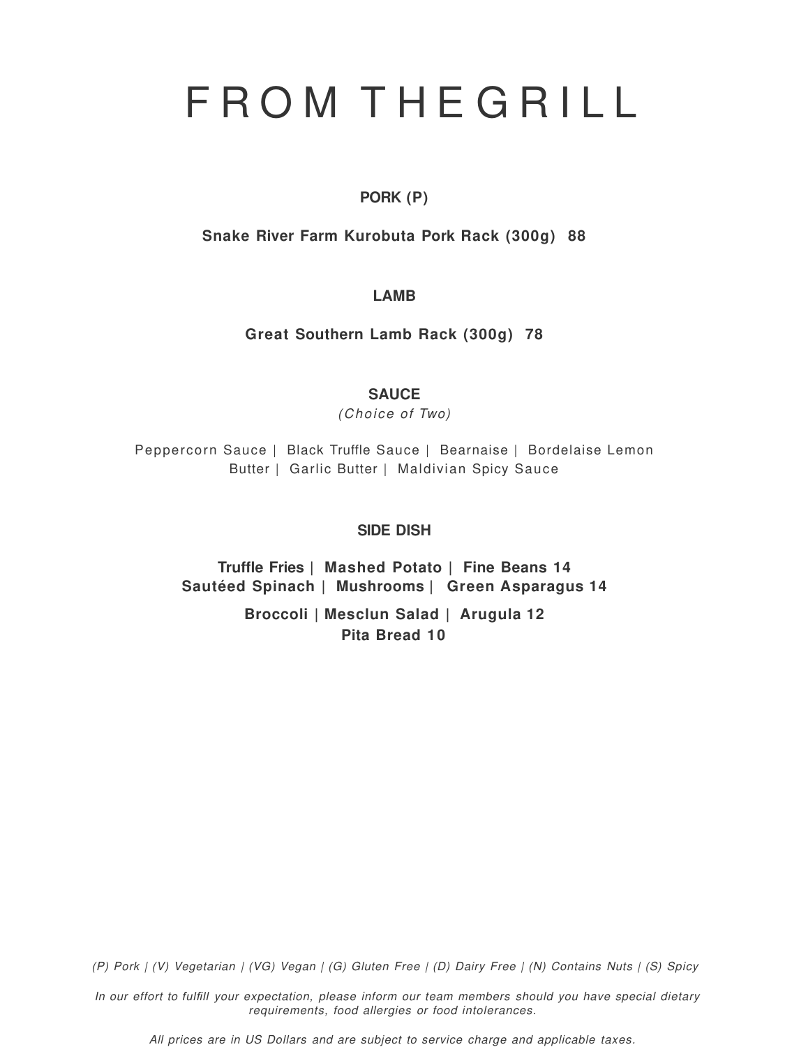# FROM THEGRILL

### PORK (P)

**Snake River Farm Kurobuta Pork Rack (300g) 88**

### LAMB

**Great Southern Lamb Rack (300g) 78**

### SAUCE

*(Choice of Two)*

Peppercorn Sauce | Black Truffle Sauce | Bearnaise | Bordelaise Lemon Butter | Garlic Butter | Maldivian Spicy Sauce

### SIDE DISH

**Truffle Fries | Mashed Potato | Fine Beans 14**
**Sautéed Spinach | Mushrooms | Green Asparagus 14**

**Broccoli | Mesclun Salad | Arugula 12**
**Pita Bread 10**

*(P) Pork | (V) Vegetarian | (VG) Vegan | (G) Gluten Free | (D) Dairy Free | (N) Contains Nuts | (S) Spicy*

*In our effort to fulfill your expectation, please inform our team members should you have special dietary requirements, food allergies or food intolerances.*

*All prices are in US Dollars and are subject to service charge and applicable taxes.*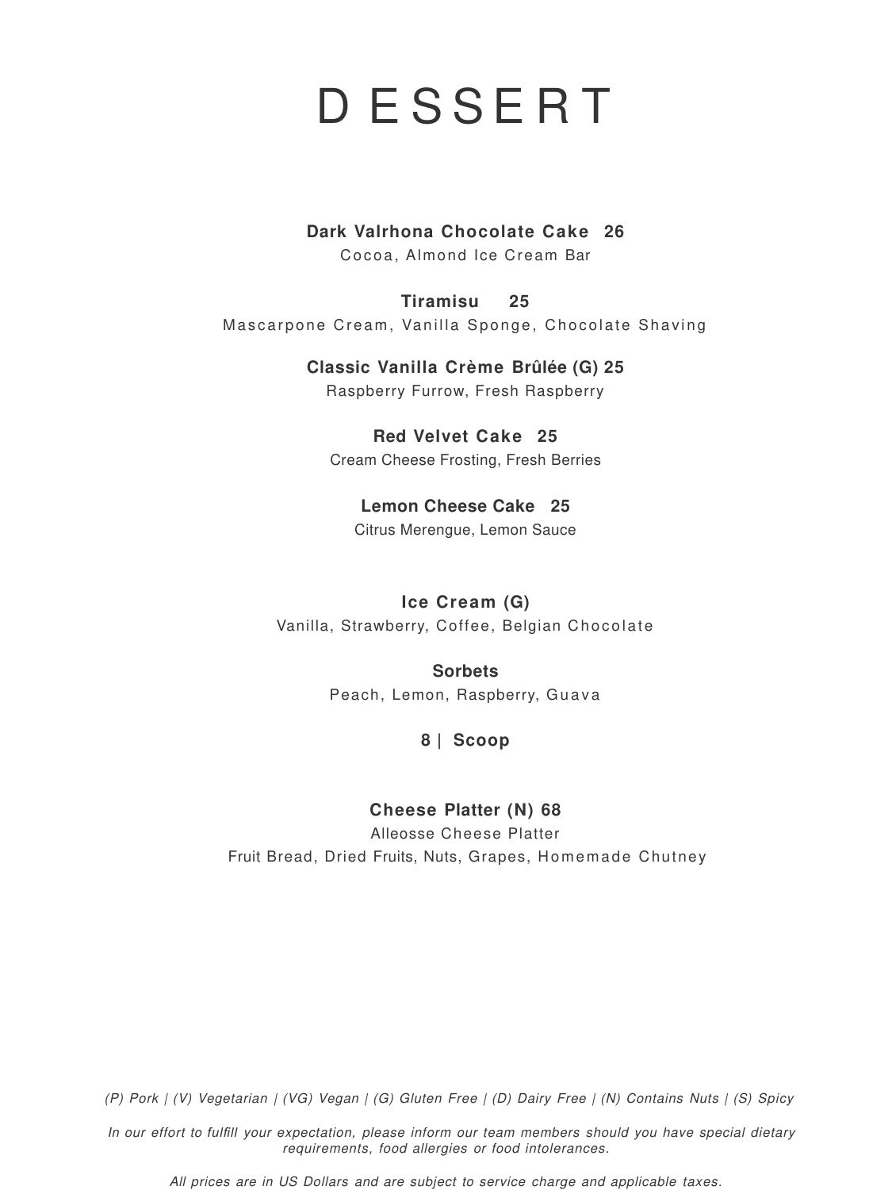# DESSERT

**Dark Valrhona Chocolate Cake 26**
Cocoa, Almond Ice Cream Bar

**Tiramisu 25**
Mascarpone Cream, Vanilla Sponge, Chocolate Shaving

**Classic Vanilla Crème Brûlée (G) 25**
Raspberry Furrow, Fresh Raspberry

**Red Velvet Cake 25**
Cream Cheese Frosting, Fresh Berries

**Lemon Cheese Cake 25**
Citrus Merengue, Lemon Sauce

**Ice Cream (G)**
Vanilla, Strawberry, Coffee, Belgian Chocolate

**Sorbets**
Peach, Lemon, Raspberry, Guava

**8 | Scoop**

**Cheese Platter (N) 68**
Alleosse Cheese Platter
Fruit Bread, Dried Fruits, Nuts, Grapes, Homemade Chutney

*(P) Pork | (V) Vegetarian | (VG) Vegan | (G) Gluten Free | (D) Dairy Free | (N) Contains Nuts | (S) Spicy*

*In our effort to fulfill your expectation, please inform our team members should you have special dietary requirements, food allergies or food intolerances.*

*All prices are in US Dollars and are subject to service charge and applicable taxes.*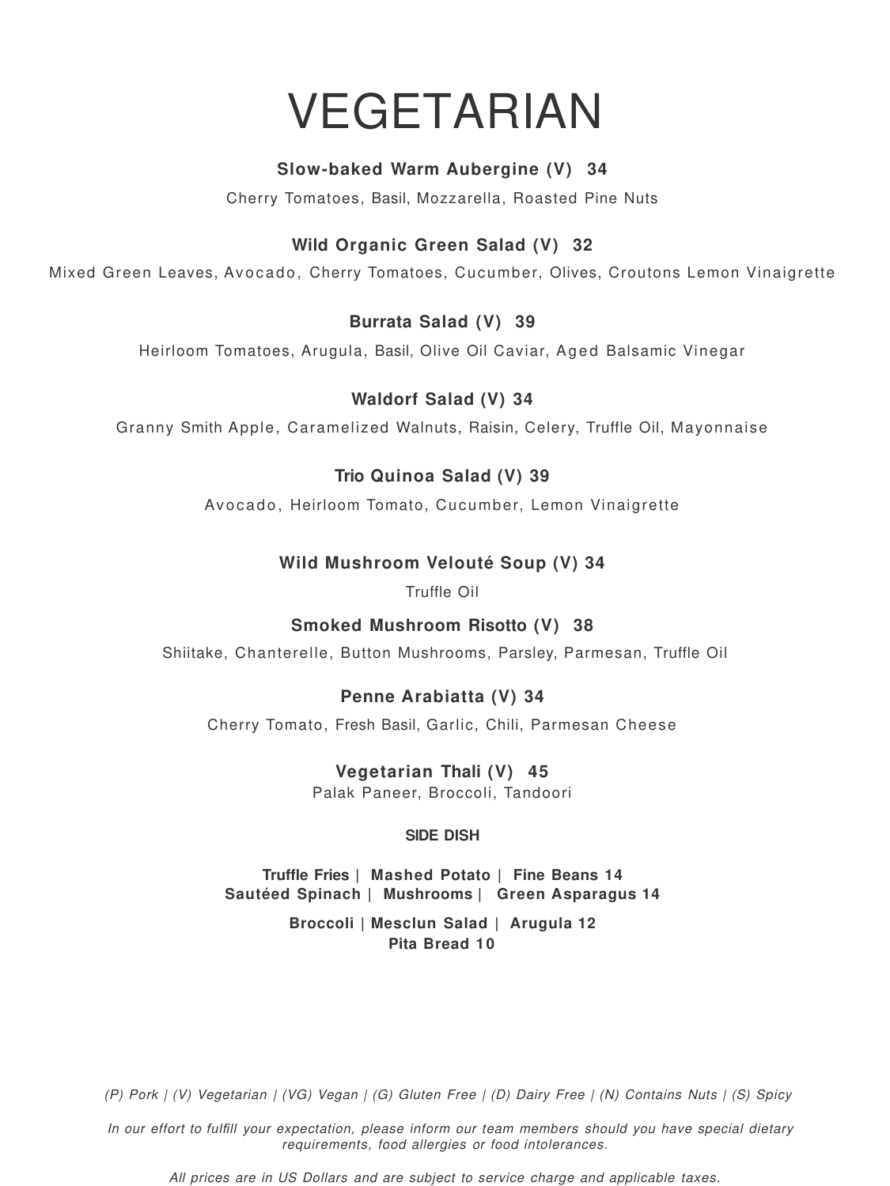# VEGETARIAN

**Slow-baked Warm Aubergine (V) 34**

Cherry Tomatoes, Basil, Mozzarella, Roasted Pine Nuts

**Wild Organic Green Salad (V) 32**

Mixed Green Leaves, Avocado, Cherry Tomatoes, Cucumber, Olives, Croutons Lemon Vinaigrette

**Burrata Salad (V) 39**

Heirloom Tomatoes, Arugula, Basil, Olive Oil Caviar, Aged Balsamic Vinegar

**Waldorf Salad (V) 34**

Granny Smith Apple, Caramelized Walnuts, Raisin, Celery, Truffle Oil, Mayonnaise

**Trio Quinoa Salad (V) 39**

Avocado, Heirloom Tomato, Cucumber, Lemon Vinaigrette

**Wild Mushroom Velouté Soup (V) 34**

Truffle Oil

**Smoked Mushroom Risotto (V) 38**

Shiitake, Chanterelle, Button Mushrooms, Parsley, Parmesan, Truffle Oil

**Penne Arabiatta (V) 34**

Cherry Tomato, Fresh Basil, Garlic, Chili, Parmesan Cheese

**Vegetarian Thali (V) 45**

Palak Paneer, Broccoli, Tandoori

**SIDE DISH**

**Truffle Fries | Mashed Potato | Fine Beans 14**
**Sautéed Spinach | Mushrooms | Green Asparagus 14**

**Broccoli | Mesclun Salad | Arugula 12**
**Pita Bread 10**

*(P) Pork | (V) Vegetarian | (VG) Vegan | (G) Gluten Free | (D) Dairy Free | (N) Contains Nuts | (S) Spicy*

*In our effort to fulfill your expectation, please inform our team members should you have special dietary requirements, food allergies or food intolerances.*

*All prices are in US Dollars and are subject to service charge and applicable taxes.*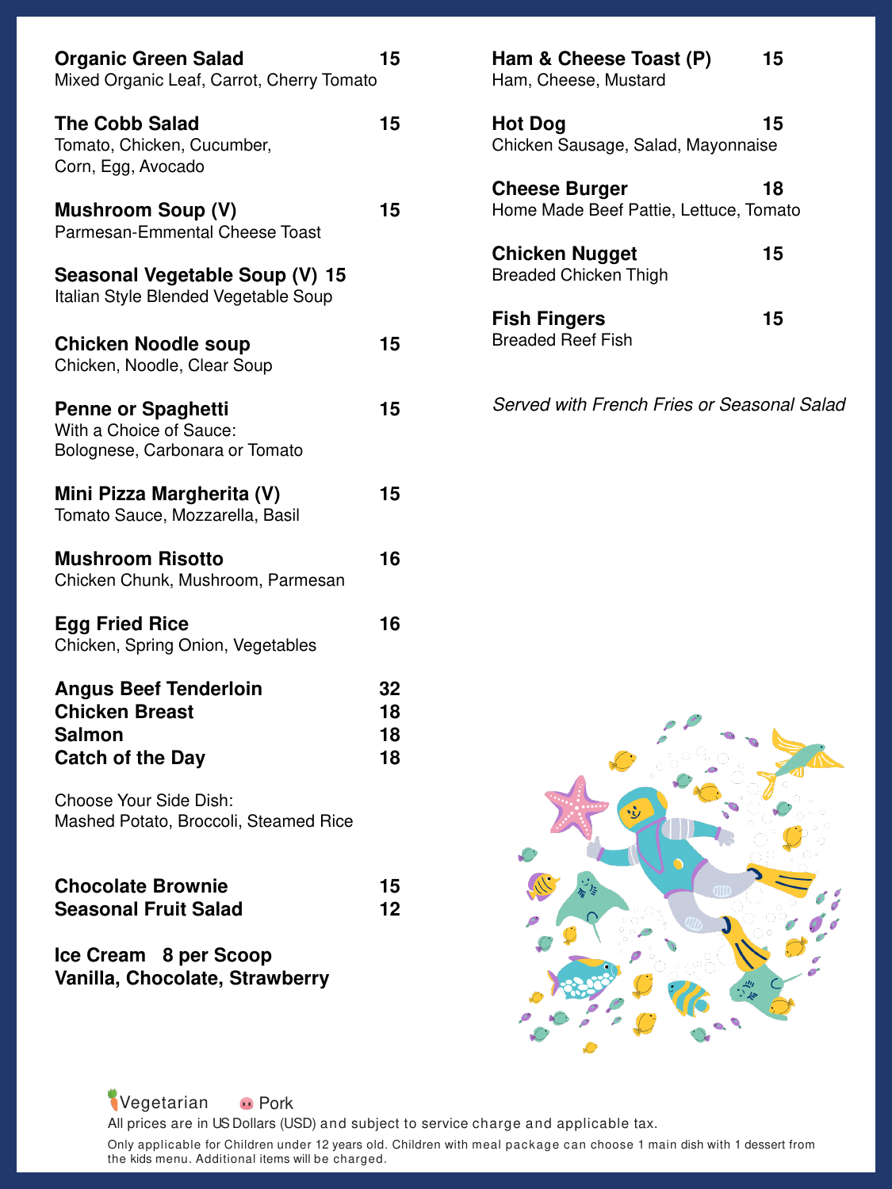**Organic Green Salad** 15
Mixed Organic Leaf, Carrot, Cherry Tomato

**The Cobb Salad** 15
Tomato, Chicken, Cucumber,
Corn, Egg, Avocado

**Mushroom Soup (V)** 15
Parmesan-Emmental Cheese Toast

**Seasonal Vegetable Soup (V)** 15
Italian Style Blended Vegetable Soup

**Chicken Noodle soup** 15
Chicken, Noodle, Clear Soup

**Penne or Spaghetti** 15
With a Choice of Sauce:
Bolognese, Carbonara or Tomato

**Mini Pizza Margherita (V)** 15
Tomato Sauce, Mozzarella, Basil

**Mushroom Risotto** 16
Chicken Chunk, Mushroom, Parmesan

**Egg Fried Rice** 16
Chicken, Spring Onion, Vegetables

**Angus Beef Tenderloin** 32
**Chicken Breast** 18
**Salmon** 18
**Catch of the Day** 18

Choose Your Side Dish:
Mashed Potato, Broccoli, Steamed Rice

**Chocolate Brownie** 15
**Seasonal Fruit Salad** 12

**Ice Cream 8 per Scoop**
**Vanilla, Chocolate, Strawberry**

**Ham & Cheese Toast (P)** 15
Ham, Cheese, Mustard

**Hot Dog** 15
Chicken Sausage, Salad, Mayonnaise

**Cheese Burger** 18
Home Made Beef Pattie, Lettuce, Tomato

**Chicken Nugget** 15
Breaded Chicken Thigh

**Fish Fingers** 15
Breaded Reef Fish

*Served with French Fries or Seasonal Salad*

Vegetarian Pork

All prices are in US Dollars (USD) and subject to service charge and applicable tax.

Only applicable for Children under 12 years old. Children with meal package can choose 1 main dish with 1 dessert from the kids menu. Additional items will be charged.